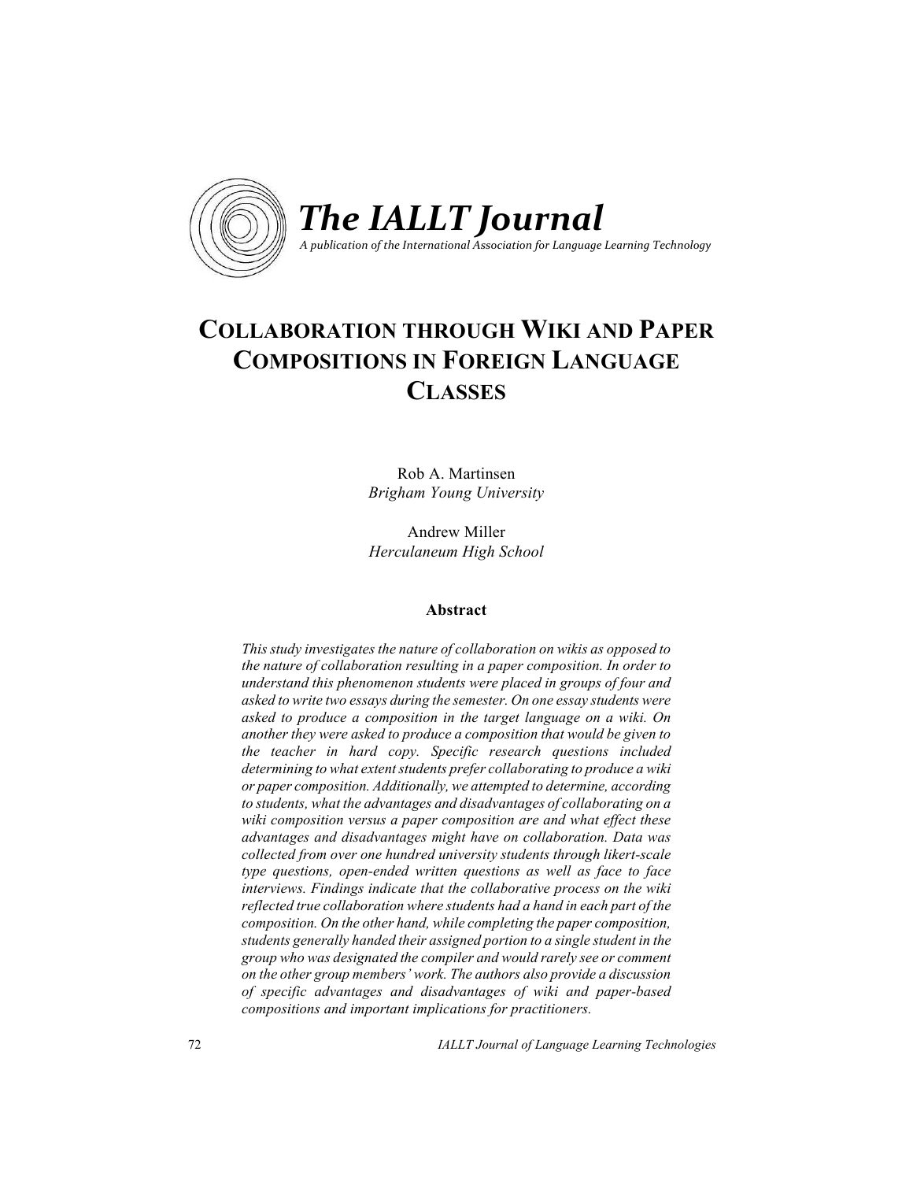# The IALLT Journal

*A publication of the International Association for Language Learning Technology*

# COLLABORATION THROUGH WIKI AND PAPER COMPOSITIONS IN FOREIGN LANGUAGE CLASSES

Rob A. Martinsen
*Brigham Young University*

Andrew Miller
*Herculaneum High School*

## Abstract

*This study investigates the nature of collaboration on wikis as opposed to the nature of collaboration resulting in a paper composition. In order to understand this phenomenon students were placed in groups of four and asked to write two essays during the semester. On one essay students were asked to produce a composition in the target language on a wiki. On another they were asked to produce a composition that would be given to the teacher in hard copy. Specific research questions included determining to what extent students prefer collaborating to produce a wiki or paper composition. Additionally, we attempted to determine, according to students, what the advantages and disadvantages of collaborating on a wiki composition versus a paper composition are and what effect these advantages and disadvantages might have on collaboration. Data was collected from over one hundred university students through likert-scale type questions, open-ended written questions as well as face to face interviews. Findings indicate that the collaborative process on the wiki reflected true collaboration where students had a hand in each part of the composition. On the other hand, while completing the paper composition, students generally handed their assigned portion to a single student in the group who was designated the compiler and would rarely see or comment on the other group members' work. The authors also provide a discussion of specific advantages and disadvantages of wiki and paper-based compositions and important implications for practitioners.*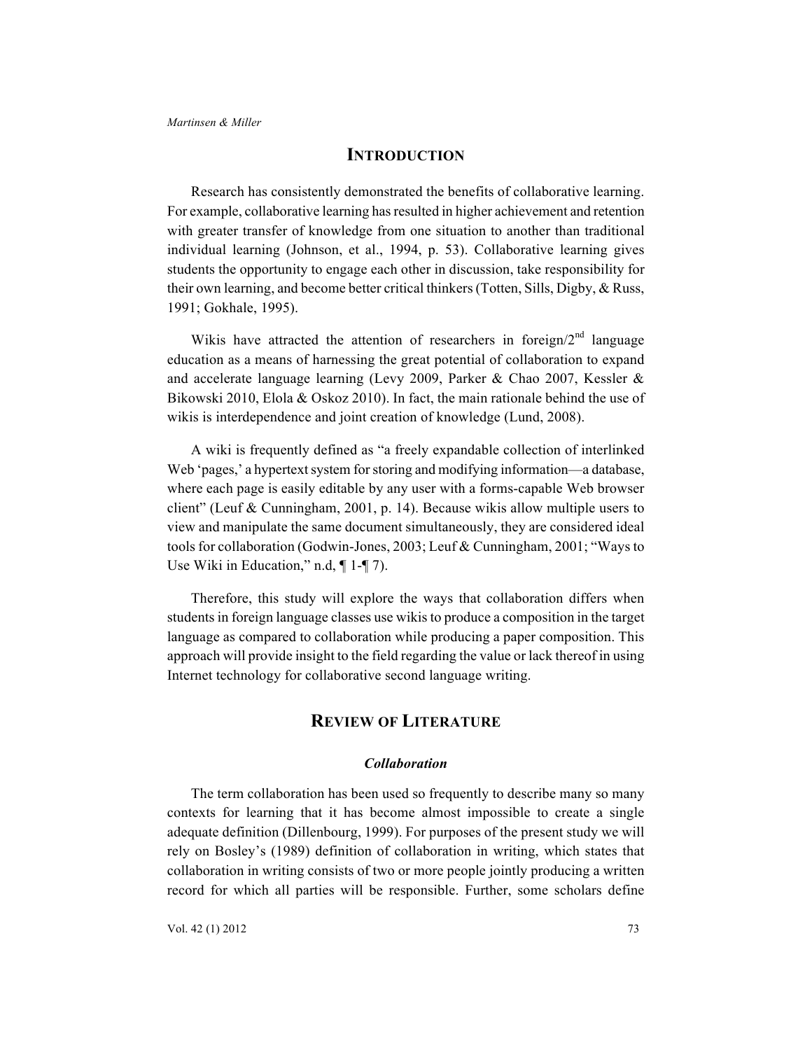## Introduction

Research has consistently demonstrated the benefits of collaborative learning. For example, collaborative learning has resulted in higher achievement and retention with greater transfer of knowledge from one situation to another than traditional individual learning (Johnson, et al., 1994, p. 53). Collaborative learning gives students the opportunity to engage each other in discussion, take responsibility for their own learning, and become better critical thinkers (Totten, Sills, Digby, & Russ, 1991; Gokhale, 1995).

Wikis have attracted the attention of researchers in foreign/2nd language education as a means of harnessing the great potential of collaboration to expand and accelerate language learning (Levy 2009, Parker & Chao 2007, Kessler & Bikowski 2010, Elola & Oskoz 2010). In fact, the main rationale behind the use of wikis is interdependence and joint creation of knowledge (Lund, 2008).

A wiki is frequently defined as "a freely expandable collection of interlinked Web 'pages,' a hypertext system for storing and modifying information—a database, where each page is easily editable by any user with a forms-capable Web browser client" (Leuf & Cunningham, 2001, p. 14). Because wikis allow multiple users to view and manipulate the same document simultaneously, they are considered ideal tools for collaboration (Godwin-Jones, 2003; Leuf & Cunningham, 2001; "Ways to Use Wiki in Education," n.d, ¶ 1-¶ 7).

Therefore, this study will explore the ways that collaboration differs when students in foreign language classes use wikis to produce a composition in the target language as compared to collaboration while producing a paper composition. This approach will provide insight to the field regarding the value or lack thereof in using Internet technology for collaborative second language writing.

## Review of Literature

### *Collaboration*

The term collaboration has been used so frequently to describe many so many contexts for learning that it has become almost impossible to create a single adequate definition (Dillenbourg, 1999). For purposes of the present study we will rely on Bosley's (1989) definition of collaboration in writing, which states that collaboration in writing consists of two or more people jointly producing a written record for which all parties will be responsible. Further, some scholars define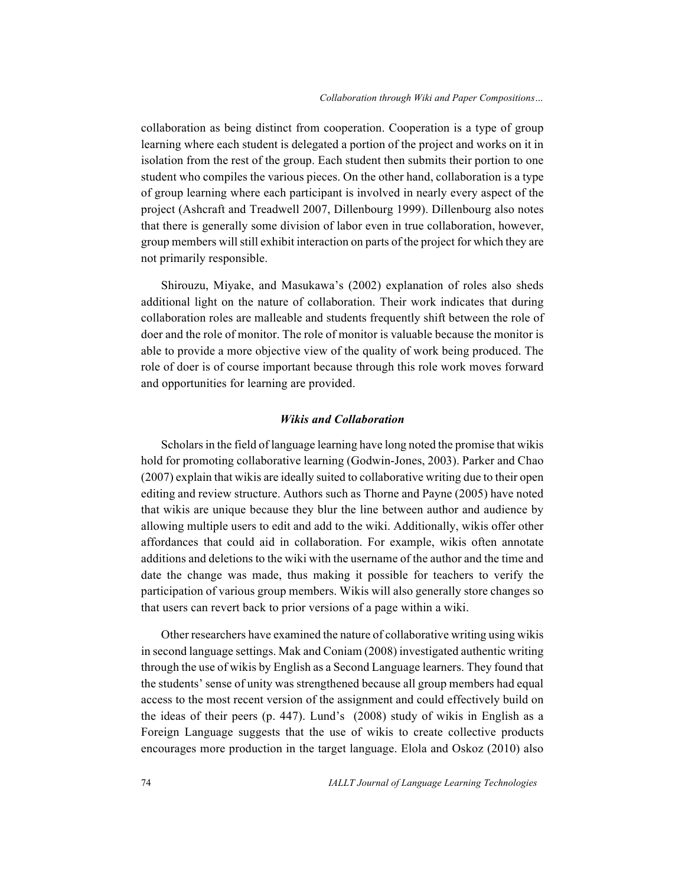collaboration as being distinct from cooperation. Cooperation is a type of group learning where each student is delegated a portion of the project and works on it in isolation from the rest of the group. Each student then submits their portion to one student who compiles the various pieces. On the other hand, collaboration is a type of group learning where each participant is involved in nearly every aspect of the project (Ashcraft and Treadwell 2007, Dillenbourg 1999). Dillenbourg also notes that there is generally some division of labor even in true collaboration, however, group members will still exhibit interaction on parts of the project for which they are not primarily responsible.

Shirouzu, Miyake, and Masukawa's (2002) explanation of roles also sheds additional light on the nature of collaboration. Their work indicates that during collaboration roles are malleable and students frequently shift between the role of doer and the role of monitor. The role of monitor is valuable because the monitor is able to provide a more objective view of the quality of work being produced. The role of doer is of course important because through this role work moves forward and opportunities for learning are provided.

### *Wikis and Collaboration*

Scholars in the field of language learning have long noted the promise that wikis hold for promoting collaborative learning (Godwin-Jones, 2003). Parker and Chao (2007) explain that wikis are ideally suited to collaborative writing due to their open editing and review structure. Authors such as Thorne and Payne (2005) have noted that wikis are unique because they blur the line between author and audience by allowing multiple users to edit and add to the wiki. Additionally, wikis offer other affordances that could aid in collaboration. For example, wikis often annotate additions and deletions to the wiki with the username of the author and the time and date the change was made, thus making it possible for teachers to verify the participation of various group members. Wikis will also generally store changes so that users can revert back to prior versions of a page within a wiki.

Other researchers have examined the nature of collaborative writing using wikis in second language settings. Mak and Coniam (2008) investigated authentic writing through the use of wikis by English as a Second Language learners. They found that the students' sense of unity was strengthened because all group members had equal access to the most recent version of the assignment and could effectively build on the ideas of their peers (p. 447). Lund's (2008) study of wikis in English as a Foreign Language suggests that the use of wikis to create collective products encourages more production in the target language. Elola and Oskoz (2010) also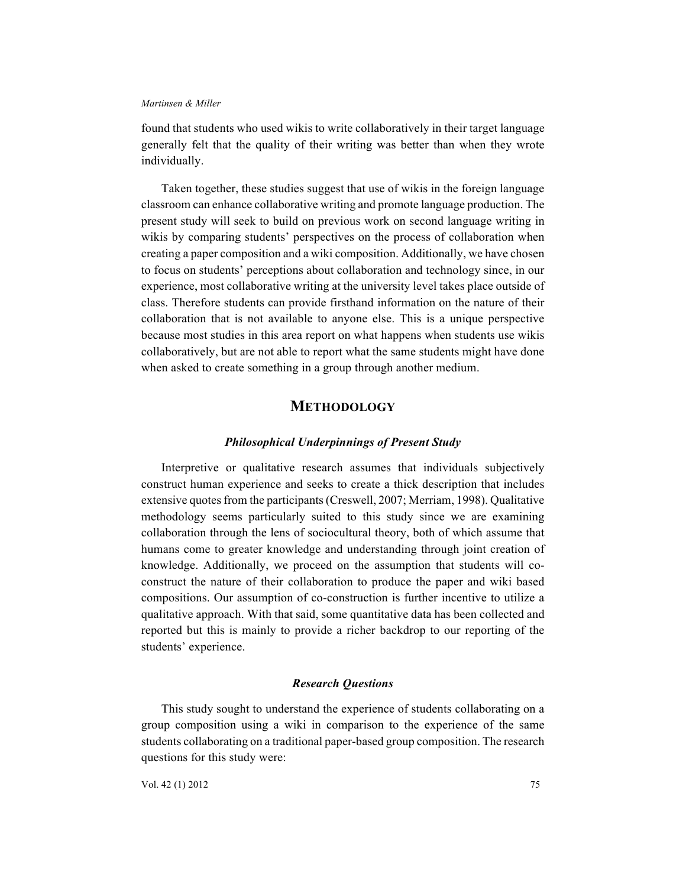found that students who used wikis to write collaboratively in their target language generally felt that the quality of their writing was better than when they wrote individually.

Taken together, these studies suggest that use of wikis in the foreign language classroom can enhance collaborative writing and promote language production. The present study will seek to build on previous work on second language writing in wikis by comparing students' perspectives on the process of collaboration when creating a paper composition and a wiki composition. Additionally, we have chosen to focus on students' perceptions about collaboration and technology since, in our experience, most collaborative writing at the university level takes place outside of class. Therefore students can provide firsthand information on the nature of their collaboration that is not available to anyone else. This is a unique perspective because most studies in this area report on what happens when students use wikis collaboratively, but are not able to report what the same students might have done when asked to create something in a group through another medium.

## METHODOLOGY

### *Philosophical Underpinnings of Present Study*

Interpretive or qualitative research assumes that individuals subjectively construct human experience and seeks to create a thick description that includes extensive quotes from the participants (Creswell, 2007; Merriam, 1998). Qualitative methodology seems particularly suited to this study since we are examining collaboration through the lens of sociocultural theory, both of which assume that humans come to greater knowledge and understanding through joint creation of knowledge. Additionally, we proceed on the assumption that students will co-construct the nature of their collaboration to produce the paper and wiki based compositions. Our assumption of co-construction is further incentive to utilize a qualitative approach. With that said, some quantitative data has been collected and reported but this is mainly to provide a richer backdrop to our reporting of the students' experience.

### *Research Questions*

This study sought to understand the experience of students collaborating on a group composition using a wiki in comparison to the experience of the same students collaborating on a traditional paper-based group composition. The research questions for this study were: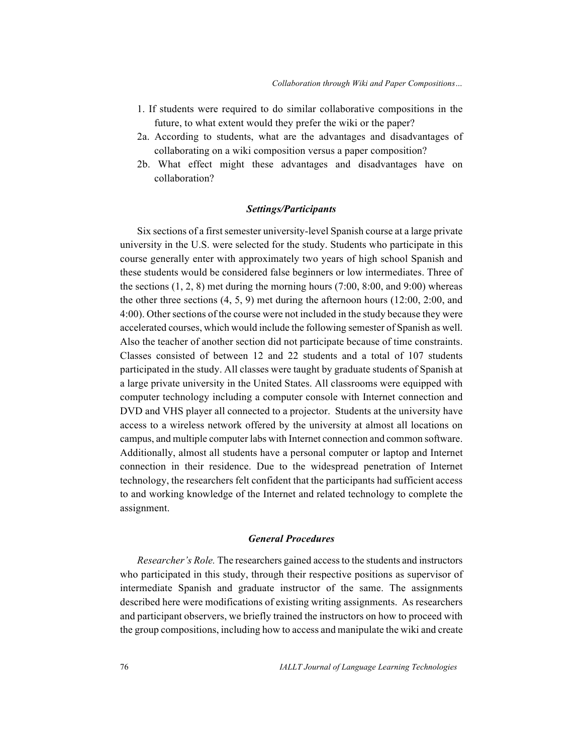1. If students were required to do similar collaborative compositions in the future, to what extent would they prefer the wiki or the paper?

2a. According to students, what are the advantages and disadvantages of collaborating on a wiki composition versus a paper composition?

2b. What effect might these advantages and disadvantages have on collaboration?

### *Settings/Participants*

Six sections of a first semester university-level Spanish course at a large private university in the U.S. were selected for the study. Students who participate in this course generally enter with approximately two years of high school Spanish and these students would be considered false beginners or low intermediates. Three of the sections (1, 2, 8) met during the morning hours (7:00, 8:00, and 9:00) whereas the other three sections (4, 5, 9) met during the afternoon hours (12:00, 2:00, and 4:00). Other sections of the course were not included in the study because they were accelerated courses, which would include the following semester of Spanish as well. Also the teacher of another section did not participate because of time constraints. Classes consisted of between 12 and 22 students and a total of 107 students participated in the study. All classes were taught by graduate students of Spanish at a large private university in the United States. All classrooms were equipped with computer technology including a computer console with Internet connection and DVD and VHS player all connected to a projector. Students at the university have access to a wireless network offered by the university at almost all locations on campus, and multiple computer labs with Internet connection and common software. Additionally, almost all students have a personal computer or laptop and Internet connection in their residence. Due to the widespread penetration of Internet technology, the researchers felt confident that the participants had sufficient access to and working knowledge of the Internet and related technology to complete the assignment.

### *General Procedures*

*Researcher's Role.* The researchers gained access to the students and instructors who participated in this study, through their respective positions as supervisor of intermediate Spanish and graduate instructor of the same. The assignments described here were modifications of existing writing assignments. As researchers and participant observers, we briefly trained the instructors on how to proceed with the group compositions, including how to access and manipulate the wiki and create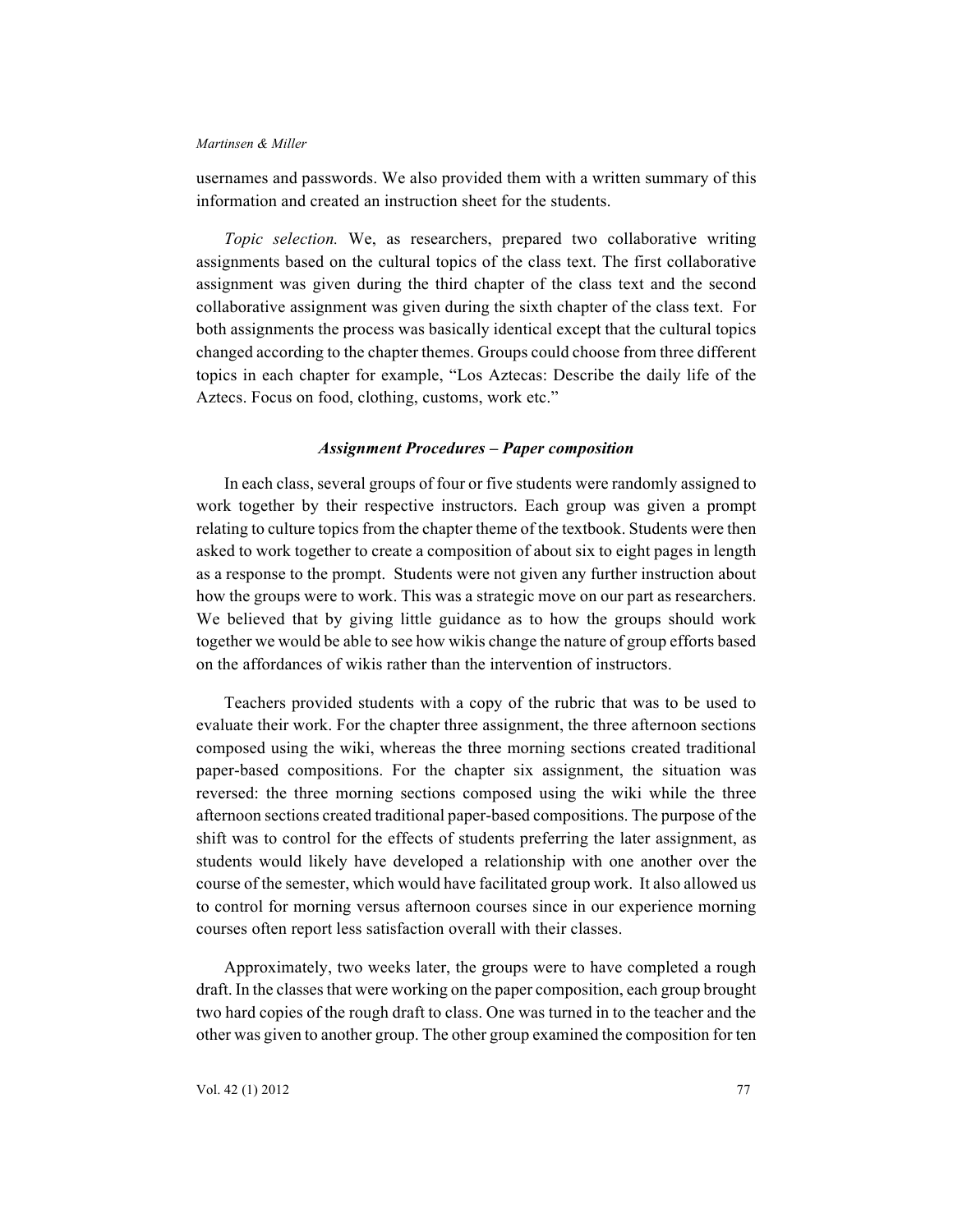usernames and passwords. We also provided them with a written summary of this information and created an instruction sheet for the students.

*Topic selection.* We, as researchers, prepared two collaborative writing assignments based on the cultural topics of the class text. The first collaborative assignment was given during the third chapter of the class text and the second collaborative assignment was given during the sixth chapter of the class text. For both assignments the process was basically identical except that the cultural topics changed according to the chapter themes. Groups could choose from three different topics in each chapter for example, "Los Aztecas: Describe the daily life of the Aztecs. Focus on food, clothing, customs, work etc."

### *Assignment Procedures – Paper composition*

In each class, several groups of four or five students were randomly assigned to work together by their respective instructors. Each group was given a prompt relating to culture topics from the chapter theme of the textbook. Students were then asked to work together to create a composition of about six to eight pages in length as a response to the prompt. Students were not given any further instruction about how the groups were to work. This was a strategic move on our part as researchers. We believed that by giving little guidance as to how the groups should work together we would be able to see how wikis change the nature of group efforts based on the affordances of wikis rather than the intervention of instructors.

Teachers provided students with a copy of the rubric that was to be used to evaluate their work. For the chapter three assignment, the three afternoon sections composed using the wiki, whereas the three morning sections created traditional paper-based compositions. For the chapter six assignment, the situation was reversed: the three morning sections composed using the wiki while the three afternoon sections created traditional paper-based compositions. The purpose of the shift was to control for the effects of students preferring the later assignment, as students would likely have developed a relationship with one another over the course of the semester, which would have facilitated group work. It also allowed us to control for morning versus afternoon courses since in our experience morning courses often report less satisfaction overall with their classes.

Approximately, two weeks later, the groups were to have completed a rough draft. In the classes that were working on the paper composition, each group brought two hard copies of the rough draft to class. One was turned in to the teacher and the other was given to another group. The other group examined the composition for ten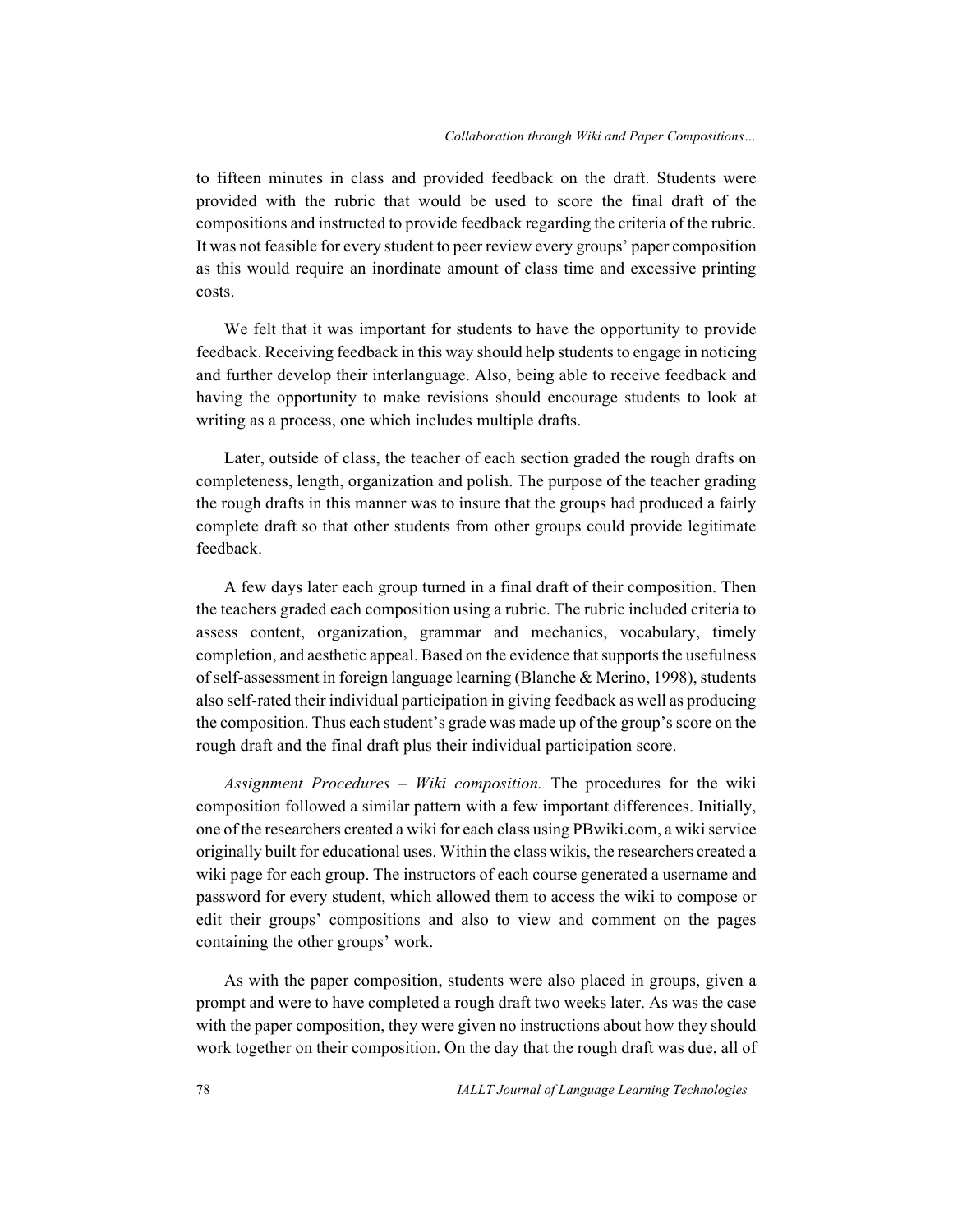to fifteen minutes in class and provided feedback on the draft. Students were provided with the rubric that would be used to score the final draft of the compositions and instructed to provide feedback regarding the criteria of the rubric. It was not feasible for every student to peer review every groups' paper composition as this would require an inordinate amount of class time and excessive printing costs.

We felt that it was important for students to have the opportunity to provide feedback. Receiving feedback in this way should help students to engage in noticing and further develop their interlanguage. Also, being able to receive feedback and having the opportunity to make revisions should encourage students to look at writing as a process, one which includes multiple drafts.

Later, outside of class, the teacher of each section graded the rough drafts on completeness, length, organization and polish. The purpose of the teacher grading the rough drafts in this manner was to insure that the groups had produced a fairly complete draft so that other students from other groups could provide legitimate feedback.

A few days later each group turned in a final draft of their composition. Then the teachers graded each composition using a rubric. The rubric included criteria to assess content, organization, grammar and mechanics, vocabulary, timely completion, and aesthetic appeal. Based on the evidence that supports the usefulness of self-assessment in foreign language learning (Blanche & Merino, 1998), students also self-rated their individual participation in giving feedback as well as producing the composition. Thus each student's grade was made up of the group's score on the rough draft and the final draft plus their individual participation score.

*Assignment Procedures – Wiki composition.* The procedures for the wiki composition followed a similar pattern with a few important differences. Initially, one of the researchers created a wiki for each class using PBwiki.com, a wiki service originally built for educational uses. Within the class wikis, the researchers created a wiki page for each group. The instructors of each course generated a username and password for every student, which allowed them to access the wiki to compose or edit their groups' compositions and also to view and comment on the pages containing the other groups' work.

As with the paper composition, students were also placed in groups, given a prompt and were to have completed a rough draft two weeks later. As was the case with the paper composition, they were given no instructions about how they should work together on their composition. On the day that the rough draft was due, all of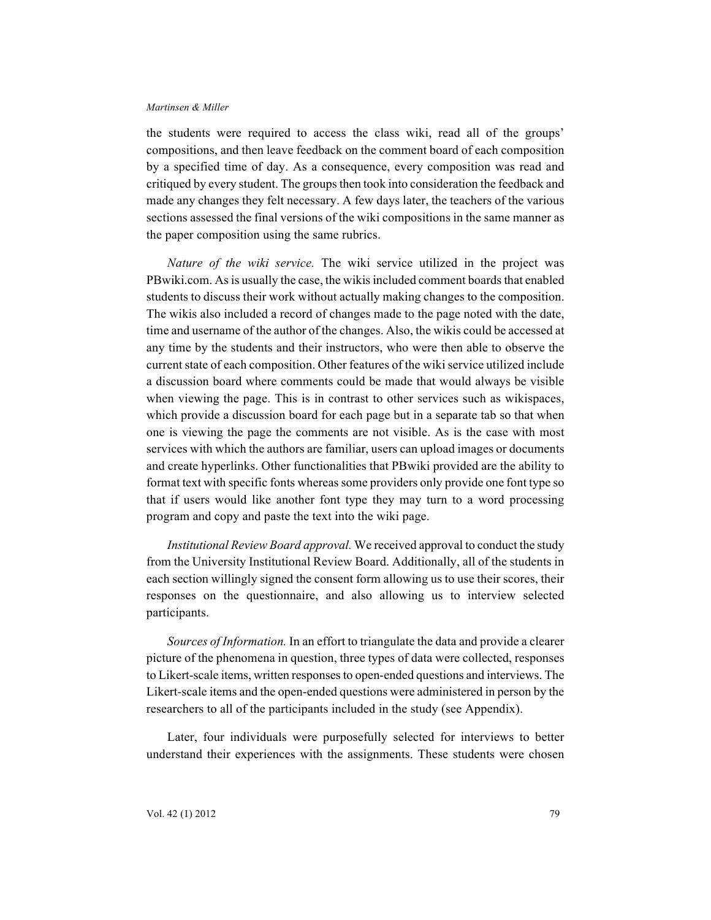the students were required to access the class wiki, read all of the groups' compositions, and then leave feedback on the comment board of each composition by a specified time of day. As a consequence, every composition was read and critiqued by every student. The groups then took into consideration the feedback and made any changes they felt necessary. A few days later, the teachers of the various sections assessed the final versions of the wiki compositions in the same manner as the paper composition using the same rubrics.

*Nature of the wiki service.* The wiki service utilized in the project was PBwiki.com. As is usually the case, the wikis included comment boards that enabled students to discuss their work without actually making changes to the composition. The wikis also included a record of changes made to the page noted with the date, time and username of the author of the changes. Also, the wikis could be accessed at any time by the students and their instructors, who were then able to observe the current state of each composition. Other features of the wiki service utilized include a discussion board where comments could be made that would always be visible when viewing the page. This is in contrast to other services such as wikispaces, which provide a discussion board for each page but in a separate tab so that when one is viewing the page the comments are not visible. As is the case with most services with which the authors are familiar, users can upload images or documents and create hyperlinks. Other functionalities that PBwiki provided are the ability to format text with specific fonts whereas some providers only provide one font type so that if users would like another font type they may turn to a word processing program and copy and paste the text into the wiki page.

*Institutional Review Board approval.* We received approval to conduct the study from the University Institutional Review Board. Additionally, all of the students in each section willingly signed the consent form allowing us to use their scores, their responses on the questionnaire, and also allowing us to interview selected participants.

*Sources of Information.* In an effort to triangulate the data and provide a clearer picture of the phenomena in question, three types of data were collected, responses to Likert-scale items, written responses to open-ended questions and interviews. The Likert-scale items and the open-ended questions were administered in person by the researchers to all of the participants included in the study (see Appendix).

Later, four individuals were purposefully selected for interviews to better understand their experiences with the assignments. These students were chosen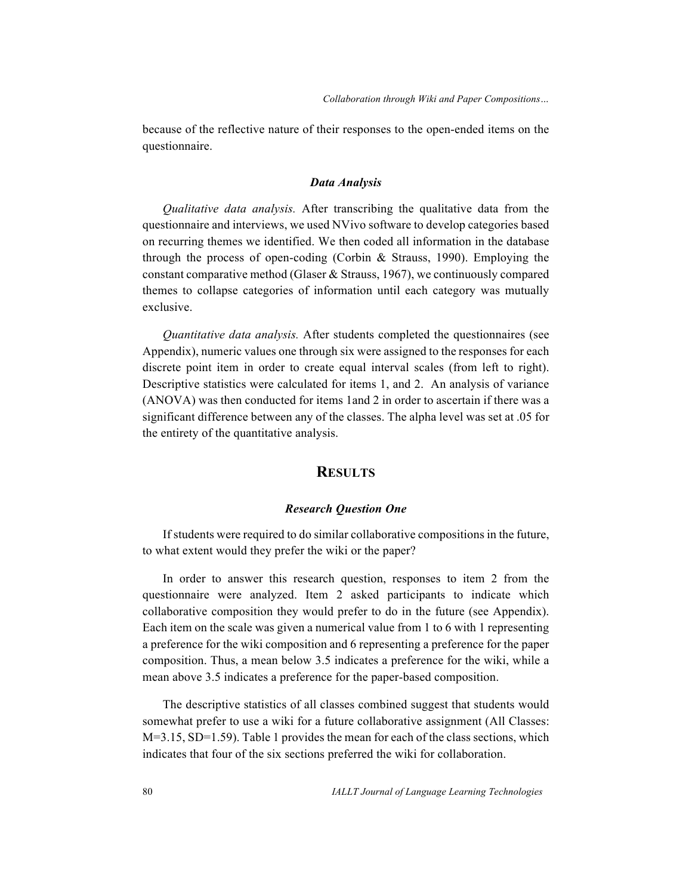because of the reflective nature of their responses to the open-ended items on the questionnaire.

### *Data Analysis*

*Qualitative data analysis.* After transcribing the qualitative data from the questionnaire and interviews, we used NVivo software to develop categories based on recurring themes we identified. We then coded all information in the database through the process of open-coding (Corbin & Strauss, 1990). Employing the constant comparative method (Glaser & Strauss, 1967), we continuously compared themes to collapse categories of information until each category was mutually exclusive.

*Quantitative data analysis.* After students completed the questionnaires (see Appendix), numeric values one through six were assigned to the responses for each discrete point item in order to create equal interval scales (from left to right). Descriptive statistics were calculated for items 1, and 2. An analysis of variance (ANOVA) was then conducted for items 1and 2 in order to ascertain if there was a significant difference between any of the classes. The alpha level was set at .05 for the entirety of the quantitative analysis.

## RESULTS

### *Research Question One*

If students were required to do similar collaborative compositions in the future, to what extent would they prefer the wiki or the paper?

In order to answer this research question, responses to item 2 from the questionnaire were analyzed. Item 2 asked participants to indicate which collaborative composition they would prefer to do in the future (see Appendix). Each item on the scale was given a numerical value from 1 to 6 with 1 representing a preference for the wiki composition and 6 representing a preference for the paper composition. Thus, a mean below 3.5 indicates a preference for the wiki, while a mean above 3.5 indicates a preference for the paper-based composition.

The descriptive statistics of all classes combined suggest that students would somewhat prefer to use a wiki for a future collaborative assignment (All Classes: M=3.15, SD=1.59). Table 1 provides the mean for each of the class sections, which indicates that four of the six sections preferred the wiki for collaboration.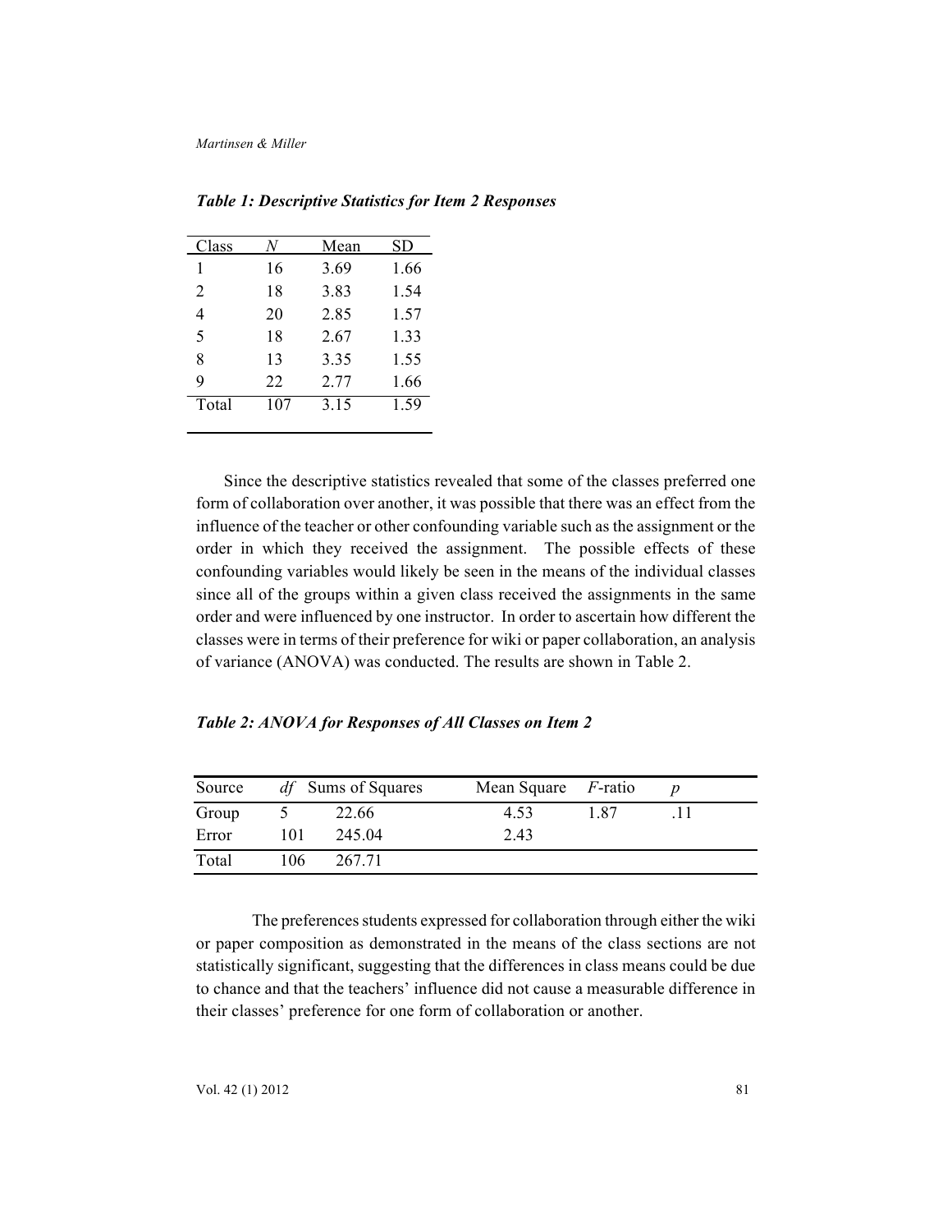***Table 1: Descriptive Statistics for Item 2 Responses***

| Class | $N$ | Mean | SD |
|---|---|---|---|
| 1 | 16 | 3.69 | 1.66 |
| 2 | 18 | 3.83 | 1.54 |
| 4 | 20 | 2.85 | 1.57 |
| 5 | 18 | 2.67 | 1.33 |
| 8 | 13 | 3.35 | 1.55 |
| 9 | 22 | 2.77 | 1.66 |
| Total | 107 | 3.15 | 1.59 |

Since the descriptive statistics revealed that some of the classes preferred one form of collaboration over another, it was possible that there was an effect from the influence of the teacher or other confounding variable such as the assignment or the order in which they received the assignment. The possible effects of these confounding variables would likely be seen in the means of the individual classes since all of the groups within a given class received the assignments in the same order and were influenced by one instructor. In order to ascertain how different the classes were in terms of their preference for wiki or paper collaboration, an analysis of variance (ANOVA) was conducted. The results are shown in Table 2.

***Table 2: ANOVA for Responses of All Classes on Item 2***

| Source | $df$ | Sums of Squares | Mean Square | $F$-ratio | $p$ |
|---|---|---|---|---|---|
| Group | 5 | 22.66 | 4.53 | 1.87 | .11 |
| Error | 101 | 245.04 | 2.43 | | |
| Total | 106 | 267.71 | | | |

The preferences students expressed for collaboration through either the wiki or paper composition as demonstrated in the means of the class sections are not statistically significant, suggesting that the differences in class means could be due to chance and that the teachers' influence did not cause a measurable difference in their classes' preference for one form of collaboration or another.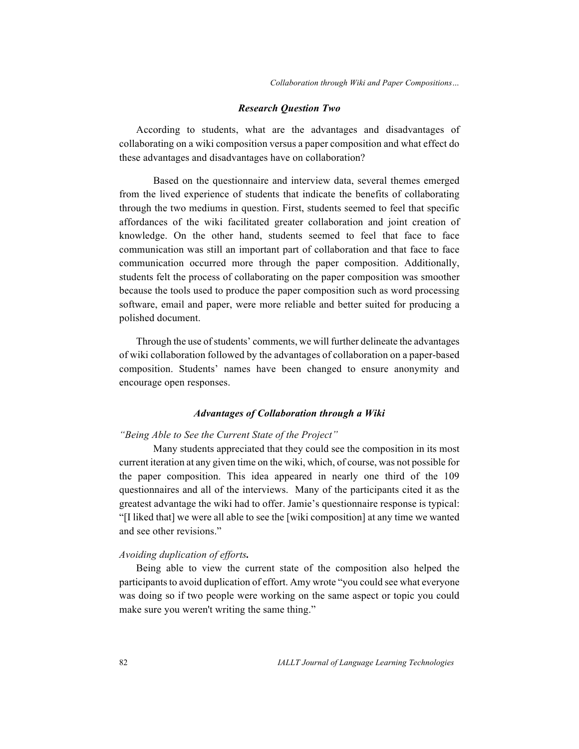### *Research Question Two*

According to students, what are the advantages and disadvantages of collaborating on a wiki composition versus a paper composition and what effect do these advantages and disadvantages have on collaboration?

Based on the questionnaire and interview data, several themes emerged from the lived experience of students that indicate the benefits of collaborating through the two mediums in question. First, students seemed to feel that specific affordances of the wiki facilitated greater collaboration and joint creation of knowledge. On the other hand, students seemed to feel that face to face communication was still an important part of collaboration and that face to face communication occurred more through the paper composition. Additionally, students felt the process of collaborating on the paper composition was smoother because the tools used to produce the paper composition such as word processing software, email and paper, were more reliable and better suited for producing a polished document.

Through the use of students' comments, we will further delineate the advantages of wiki collaboration followed by the advantages of collaboration on a paper-based composition. Students' names have been changed to ensure anonymity and encourage open responses.

### *Advantages of Collaboration through a Wiki*

*"Being Able to See the Current State of the Project"*

Many students appreciated that they could see the composition in its most current iteration at any given time on the wiki, which, of course, was not possible for the paper composition. This idea appeared in nearly one third of the 109 questionnaires and all of the interviews. Many of the participants cited it as the greatest advantage the wiki had to offer. Jamie's questionnaire response is typical: "[I liked that] we were all able to see the [wiki composition] at any time we wanted and see other revisions."

*Avoiding duplication of efforts.*

Being able to view the current state of the composition also helped the participants to avoid duplication of effort. Amy wrote "you could see what everyone was doing so if two people were working on the same aspect or topic you could make sure you weren't writing the same thing."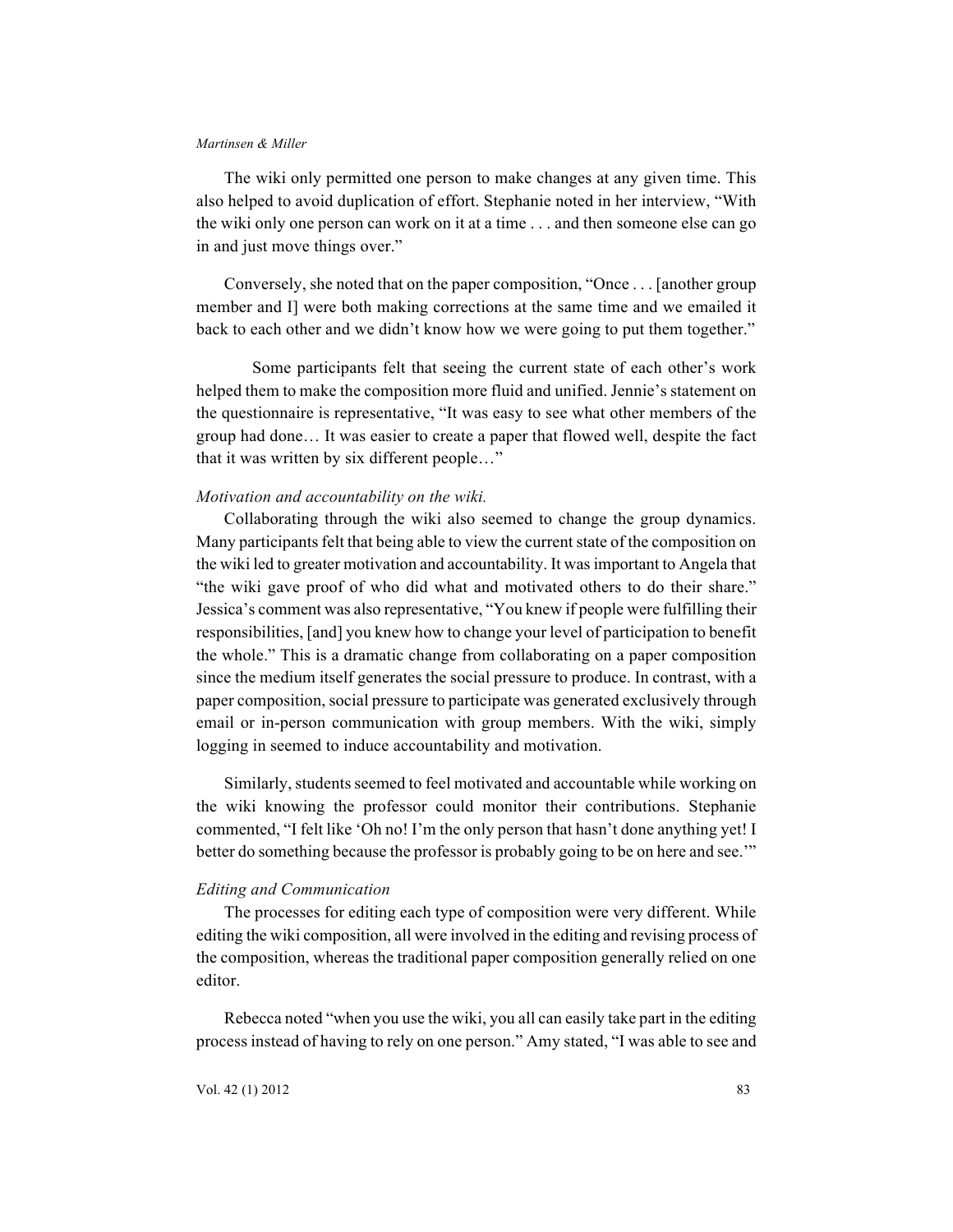The wiki only permitted one person to make changes at any given time. This also helped to avoid duplication of effort. Stephanie noted in her interview, "With the wiki only one person can work on it at a time . . . and then someone else can go in and just move things over."

Conversely, she noted that on the paper composition, "Once . . . [another group member and I] were both making corrections at the same time and we emailed it back to each other and we didn't know how we were going to put them together."

Some participants felt that seeing the current state of each other's work helped them to make the composition more fluid and unified. Jennie's statement on the questionnaire is representative, "It was easy to see what other members of the group had done… It was easier to create a paper that flowed well, despite the fact that it was written by six different people…"

*Motivation and accountability on the wiki.*

Collaborating through the wiki also seemed to change the group dynamics. Many participants felt that being able to view the current state of the composition on the wiki led to greater motivation and accountability. It was important to Angela that "the wiki gave proof of who did what and motivated others to do their share." Jessica's comment was also representative, "You knew if people were fulfilling their responsibilities, [and] you knew how to change your level of participation to benefit the whole." This is a dramatic change from collaborating on a paper composition since the medium itself generates the social pressure to produce. In contrast, with a paper composition, social pressure to participate was generated exclusively through email or in-person communication with group members. With the wiki, simply logging in seemed to induce accountability and motivation.

Similarly, students seemed to feel motivated and accountable while working on the wiki knowing the professor could monitor their contributions. Stephanie commented, "I felt like 'Oh no! I'm the only person that hasn't done anything yet! I better do something because the professor is probably going to be on here and see.'"

*Editing and Communication*

The processes for editing each type of composition were very different. While editing the wiki composition, all were involved in the editing and revising process of the composition, whereas the traditional paper composition generally relied on one editor.

Rebecca noted "when you use the wiki, you all can easily take part in the editing process instead of having to rely on one person." Amy stated, "I was able to see and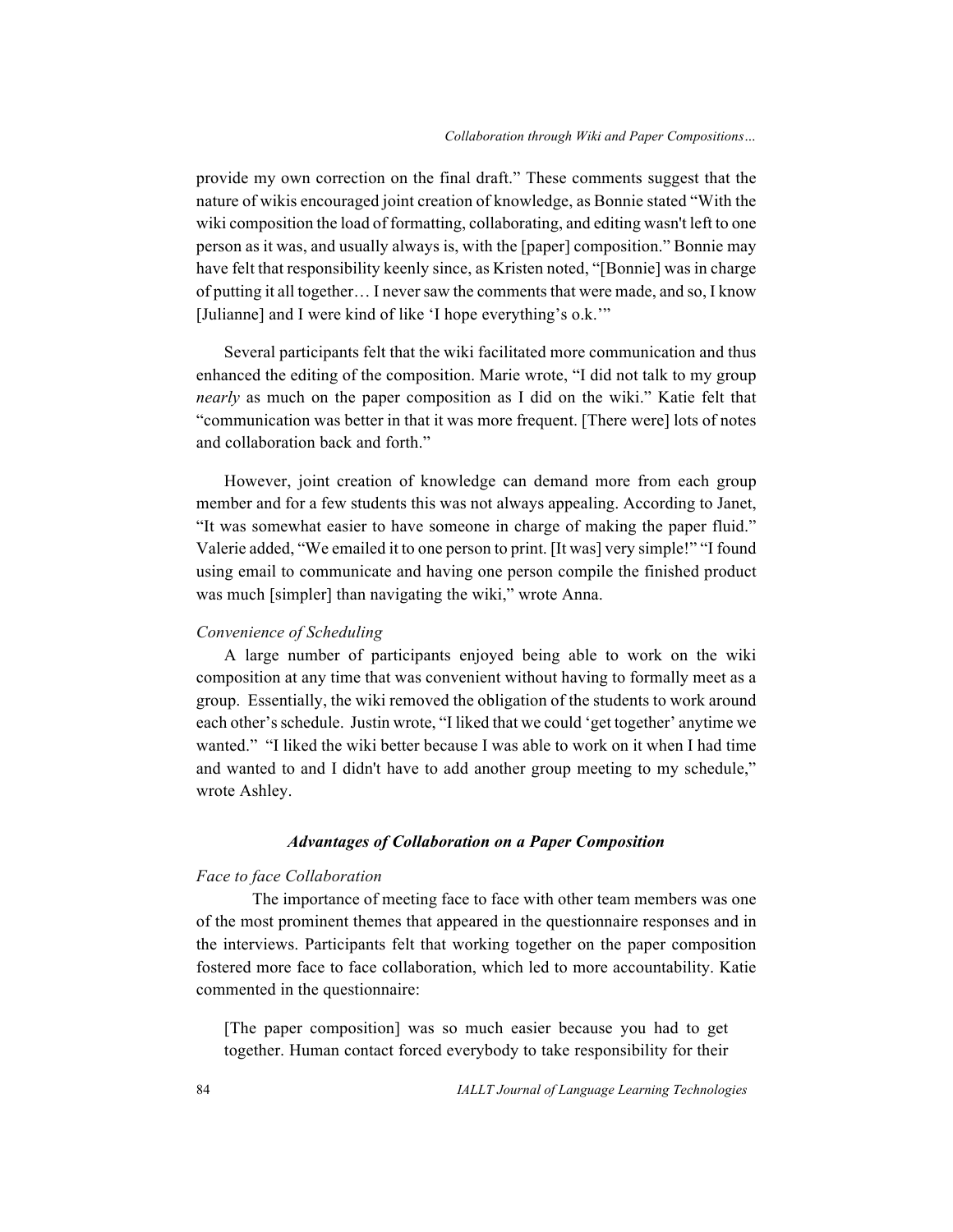provide my own correction on the final draft." These comments suggest that the nature of wikis encouraged joint creation of knowledge, as Bonnie stated "With the wiki composition the load of formatting, collaborating, and editing wasn't left to one person as it was, and usually always is, with the [paper] composition." Bonnie may have felt that responsibility keenly since, as Kristen noted, "[Bonnie] was in charge of putting it all together… I never saw the comments that were made, and so, I know [Julianne] and I were kind of like 'I hope everything's o.k.'"

Several participants felt that the wiki facilitated more communication and thus enhanced the editing of the composition. Marie wrote, "I did not talk to my group *nearly* as much on the paper composition as I did on the wiki." Katie felt that "communication was better in that it was more frequent. [There were] lots of notes and collaboration back and forth."

However, joint creation of knowledge can demand more from each group member and for a few students this was not always appealing. According to Janet, "It was somewhat easier to have someone in charge of making the paper fluid." Valerie added, "We emailed it to one person to print. [It was] very simple!" "I found using email to communicate and having one person compile the finished product was much [simpler] than navigating the wiki," wrote Anna.

*Convenience of Scheduling*

A large number of participants enjoyed being able to work on the wiki composition at any time that was convenient without having to formally meet as a group. Essentially, the wiki removed the obligation of the students to work around each other's schedule. Justin wrote, "I liked that we could 'get together' anytime we wanted." "I liked the wiki better because I was able to work on it when I had time and wanted to and I didn't have to add another group meeting to my schedule," wrote Ashley.

### ***Advantages of Collaboration on a Paper Composition***

*Face to face Collaboration*

The importance of meeting face to face with other team members was one of the most prominent themes that appeared in the questionnaire responses and in the interviews. Participants felt that working together on the paper composition fostered more face to face collaboration, which led to more accountability. Katie commented in the questionnaire:

> [The paper composition] was so much easier because you had to get together. Human contact forced everybody to take responsibility for their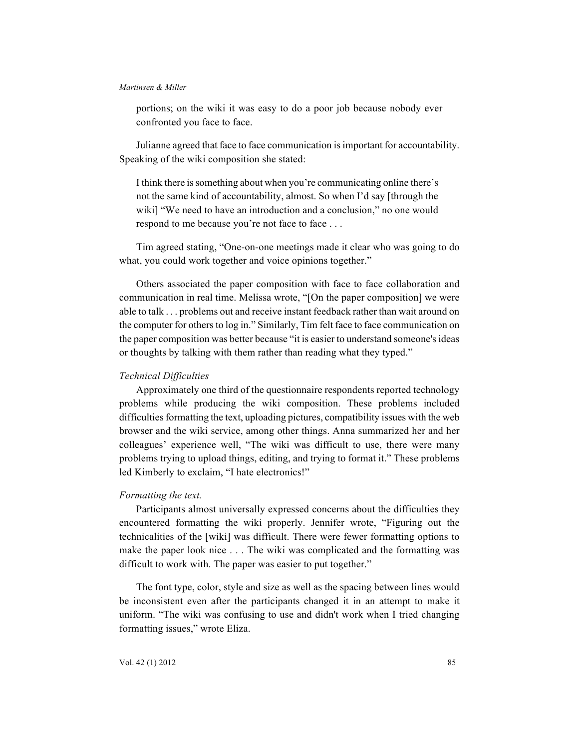> portions; on the wiki it was easy to do a poor job because nobody ever confronted you face to face.

Julianne agreed that face to face communication is important for accountability. Speaking of the wiki composition she stated:

> I think there is something about when you're communicating online there's not the same kind of accountability, almost. So when I'd say [through the wiki] "We need to have an introduction and a conclusion," no one would respond to me because you're not face to face . . .

Tim agreed stating, "One-on-one meetings made it clear who was going to do what, you could work together and voice opinions together."

Others associated the paper composition with face to face collaboration and communication in real time. Melissa wrote, "[On the paper composition] we were able to talk . . . problems out and receive instant feedback rather than wait around on the computer for others to log in." Similarly, Tim felt face to face communication on the paper composition was better because "it is easier to understand someone's ideas or thoughts by talking with them rather than reading what they typed."

*Technical Difficulties*

Approximately one third of the questionnaire respondents reported technology problems while producing the wiki composition. These problems included difficulties formatting the text, uploading pictures, compatibility issues with the web browser and the wiki service, among other things. Anna summarized her and her colleagues' experience well, "The wiki was difficult to use, there were many problems trying to upload things, editing, and trying to format it." These problems led Kimberly to exclaim, "I hate electronics!"

*Formatting the text.*

Participants almost universally expressed concerns about the difficulties they encountered formatting the wiki properly. Jennifer wrote, "Figuring out the technicalities of the [wiki] was difficult. There were fewer formatting options to make the paper look nice . . . The wiki was complicated and the formatting was difficult to work with. The paper was easier to put together."

The font type, color, style and size as well as the spacing between lines would be inconsistent even after the participants changed it in an attempt to make it uniform. "The wiki was confusing to use and didn't work when I tried changing formatting issues," wrote Eliza.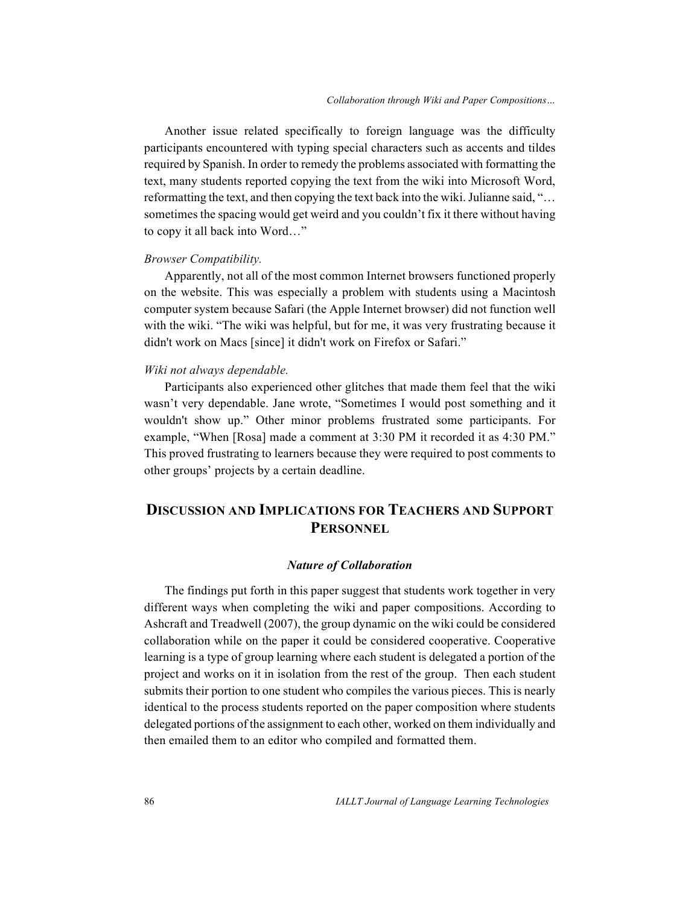Another issue related specifically to foreign language was the difficulty participants encountered with typing special characters such as accents and tildes required by Spanish. In order to remedy the problems associated with formatting the text, many students reported copying the text from the wiki into Microsoft Word, reformatting the text, and then copying the text back into the wiki. Julianne said, "… sometimes the spacing would get weird and you couldn't fix it there without having to copy it all back into Word…"

*Browser Compatibility.*

Apparently, not all of the most common Internet browsers functioned properly on the website. This was especially a problem with students using a Macintosh computer system because Safari (the Apple Internet browser) did not function well with the wiki. "The wiki was helpful, but for me, it was very frustrating because it didn't work on Macs [since] it didn't work on Firefox or Safari."

*Wiki not always dependable.*

Participants also experienced other glitches that made them feel that the wiki wasn't very dependable. Jane wrote, "Sometimes I would post something and it wouldn't show up." Other minor problems frustrated some participants. For example, "When [Rosa] made a comment at 3:30 PM it recorded it as 4:30 PM." This proved frustrating to learners because they were required to post comments to other groups' projects by a certain deadline.

## Discussion and Implications for Teachers and Support Personnel

### *Nature of Collaboration*

The findings put forth in this paper suggest that students work together in very different ways when completing the wiki and paper compositions. According to Ashcraft and Treadwell (2007), the group dynamic on the wiki could be considered collaboration while on the paper it could be considered cooperative. Cooperative learning is a type of group learning where each student is delegated a portion of the project and works on it in isolation from the rest of the group. Then each student submits their portion to one student who compiles the various pieces. This is nearly identical to the process students reported on the paper composition where students delegated portions of the assignment to each other, worked on them individually and then emailed them to an editor who compiled and formatted them.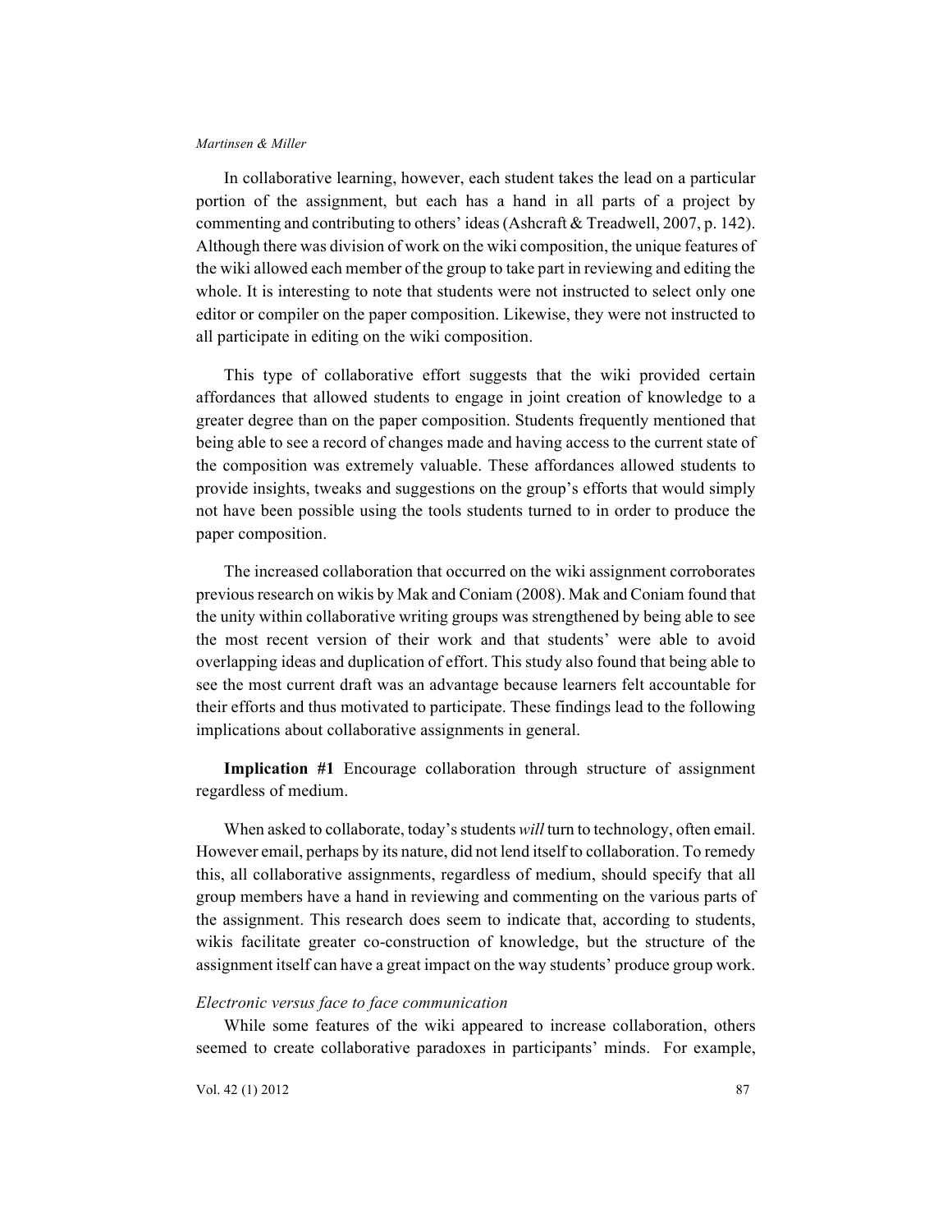In collaborative learning, however, each student takes the lead on a particular portion of the assignment, but each has a hand in all parts of a project by commenting and contributing to others' ideas (Ashcraft & Treadwell, 2007, p. 142). Although there was division of work on the wiki composition, the unique features of the wiki allowed each member of the group to take part in reviewing and editing the whole. It is interesting to note that students were not instructed to select only one editor or compiler on the paper composition. Likewise, they were not instructed to all participate in editing on the wiki composition.

This type of collaborative effort suggests that the wiki provided certain affordances that allowed students to engage in joint creation of knowledge to a greater degree than on the paper composition. Students frequently mentioned that being able to see a record of changes made and having access to the current state of the composition was extremely valuable. These affordances allowed students to provide insights, tweaks and suggestions on the group's efforts that would simply not have been possible using the tools students turned to in order to produce the paper composition.

The increased collaboration that occurred on the wiki assignment corroborates previous research on wikis by Mak and Coniam (2008). Mak and Coniam found that the unity within collaborative writing groups was strengthened by being able to see the most recent version of their work and that students' were able to avoid overlapping ideas and duplication of effort. This study also found that being able to see the most current draft was an advantage because learners felt accountable for their efforts and thus motivated to participate. These findings lead to the following implications about collaborative assignments in general.

**Implication #1** Encourage collaboration through structure of assignment regardless of medium.

When asked to collaborate, today's students *will* turn to technology, often email. However email, perhaps by its nature, did not lend itself to collaboration. To remedy this, all collaborative assignments, regardless of medium, should specify that all group members have a hand in reviewing and commenting on the various parts of the assignment. This research does seem to indicate that, according to students, wikis facilitate greater co-construction of knowledge, but the structure of the assignment itself can have a great impact on the way students' produce group work.

*Electronic versus face to face communication*

While some features of the wiki appeared to increase collaboration, others seemed to create collaborative paradoxes in participants' minds. For example,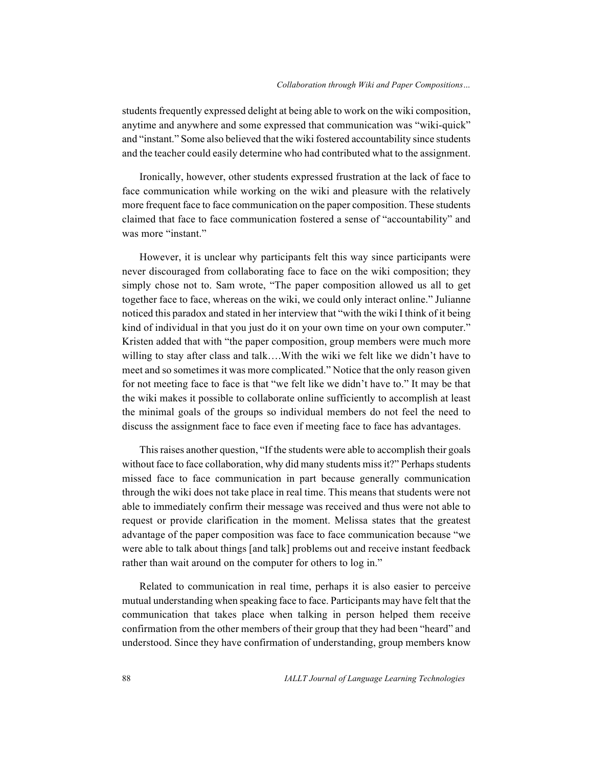students frequently expressed delight at being able to work on the wiki composition, anytime and anywhere and some expressed that communication was "wiki-quick" and "instant." Some also believed that the wiki fostered accountability since students and the teacher could easily determine who had contributed what to the assignment.

Ironically, however, other students expressed frustration at the lack of face to face communication while working on the wiki and pleasure with the relatively more frequent face to face communication on the paper composition. These students claimed that face to face communication fostered a sense of "accountability" and was more "instant."

However, it is unclear why participants felt this way since participants were never discouraged from collaborating face to face on the wiki composition; they simply chose not to. Sam wrote, "The paper composition allowed us all to get together face to face, whereas on the wiki, we could only interact online." Julianne noticed this paradox and stated in her interview that "with the wiki I think of it being kind of individual in that you just do it on your own time on your own computer." Kristen added that with "the paper composition, group members were much more willing to stay after class and talk….With the wiki we felt like we didn't have to meet and so sometimes it was more complicated." Notice that the only reason given for not meeting face to face is that "we felt like we didn't have to." It may be that the wiki makes it possible to collaborate online sufficiently to accomplish at least the minimal goals of the groups so individual members do not feel the need to discuss the assignment face to face even if meeting face to face has advantages.

This raises another question, "If the students were able to accomplish their goals without face to face collaboration, why did many students miss it?" Perhaps students missed face to face communication in part because generally communication through the wiki does not take place in real time. This means that students were not able to immediately confirm their message was received and thus were not able to request or provide clarification in the moment. Melissa states that the greatest advantage of the paper composition was face to face communication because "we were able to talk about things [and talk] problems out and receive instant feedback rather than wait around on the computer for others to log in."

Related to communication in real time, perhaps it is also easier to perceive mutual understanding when speaking face to face. Participants may have felt that the communication that takes place when talking in person helped them receive confirmation from the other members of their group that they had been "heard" and understood. Since they have confirmation of understanding, group members know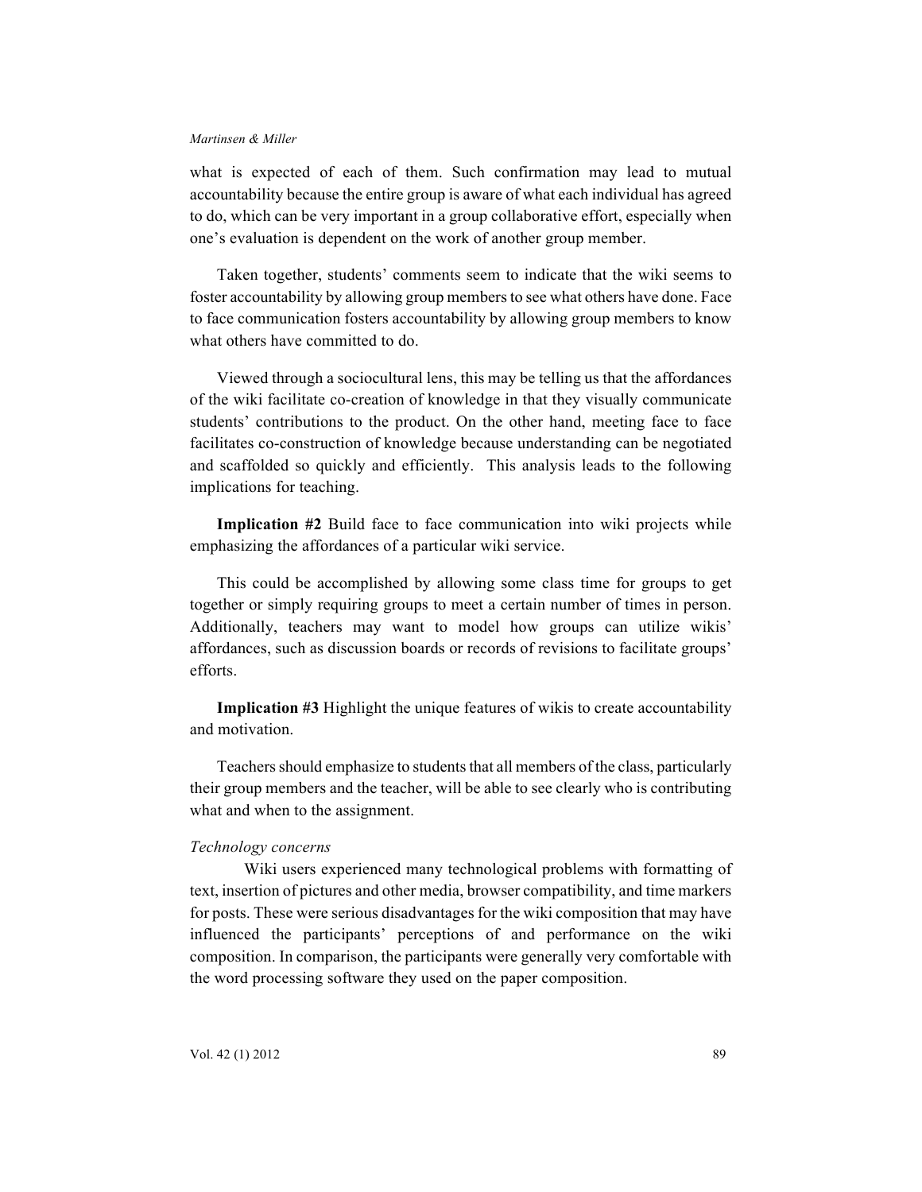what is expected of each of them. Such confirmation may lead to mutual accountability because the entire group is aware of what each individual has agreed to do, which can be very important in a group collaborative effort, especially when one's evaluation is dependent on the work of another group member.

Taken together, students' comments seem to indicate that the wiki seems to foster accountability by allowing group members to see what others have done. Face to face communication fosters accountability by allowing group members to know what others have committed to do.

Viewed through a sociocultural lens, this may be telling us that the affordances of the wiki facilitate co-creation of knowledge in that they visually communicate students' contributions to the product. On the other hand, meeting face to face facilitates co-construction of knowledge because understanding can be negotiated and scaffolded so quickly and efficiently. This analysis leads to the following implications for teaching.

**Implication #2** Build face to face communication into wiki projects while emphasizing the affordances of a particular wiki service.

This could be accomplished by allowing some class time for groups to get together or simply requiring groups to meet a certain number of times in person. Additionally, teachers may want to model how groups can utilize wikis' affordances, such as discussion boards or records of revisions to facilitate groups' efforts.

**Implication #3** Highlight the unique features of wikis to create accountability and motivation.

Teachers should emphasize to students that all members of the class, particularly their group members and the teacher, will be able to see clearly who is contributing what and when to the assignment.

*Technology concerns*

Wiki users experienced many technological problems with formatting of text, insertion of pictures and other media, browser compatibility, and time markers for posts. These were serious disadvantages for the wiki composition that may have influenced the participants' perceptions of and performance on the wiki composition. In comparison, the participants were generally very comfortable with the word processing software they used on the paper composition.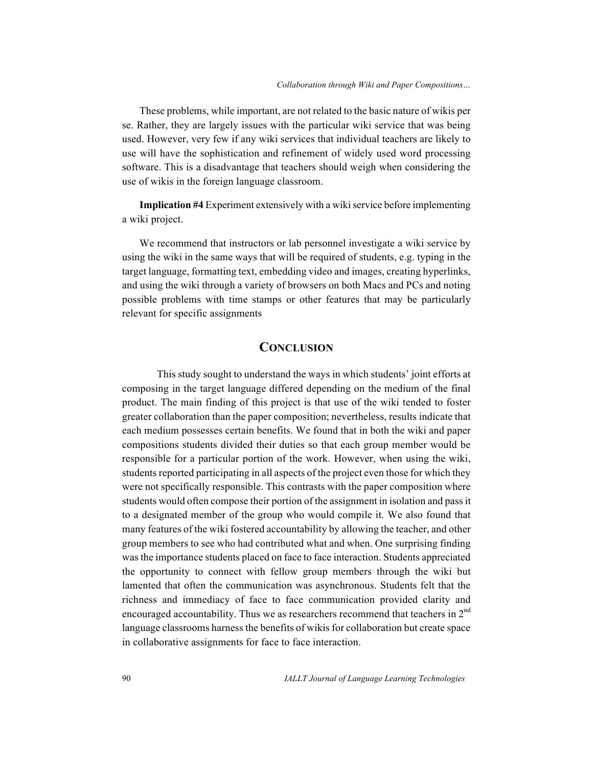These problems, while important, are not related to the basic nature of wikis per se. Rather, they are largely issues with the particular wiki service that was being used. However, very few if any wiki services that individual teachers are likely to use will have the sophistication and refinement of widely used word processing software. This is a disadvantage that teachers should weigh when considering the use of wikis in the foreign language classroom.

**Implication #4** Experiment extensively with a wiki service before implementing a wiki project.

We recommend that instructors or lab personnel investigate a wiki service by using the wiki in the same ways that will be required of students, e.g. typing in the target language, formatting text, embedding video and images, creating hyperlinks, and using the wiki through a variety of browsers on both Macs and PCs and noting possible problems with time stamps or other features that may be particularly relevant for specific assignments

## Conclusion

This study sought to understand the ways in which students' joint efforts at composing in the target language differed depending on the medium of the final product. The main finding of this project is that use of the wiki tended to foster greater collaboration than the paper composition; nevertheless, results indicate that each medium possesses certain benefits. We found that in both the wiki and paper compositions students divided their duties so that each group member would be responsible for a particular portion of the work. However, when using the wiki, students reported participating in all aspects of the project even those for which they were not specifically responsible. This contrasts with the paper composition where students would often compose their portion of the assignment in isolation and pass it to a designated member of the group who would compile it. We also found that many features of the wiki fostered accountability by allowing the teacher, and other group members to see who had contributed what and when. One surprising finding was the importance students placed on face to face interaction. Students appreciated the opportunity to connect with fellow group members through the wiki but lamented that often the communication was asynchronous. Students felt that the richness and immediacy of face to face communication provided clarity and encouraged accountability. Thus we as researchers recommend that teachers in 2nd language classrooms harness the benefits of wikis for collaboration but create space in collaborative assignments for face to face interaction.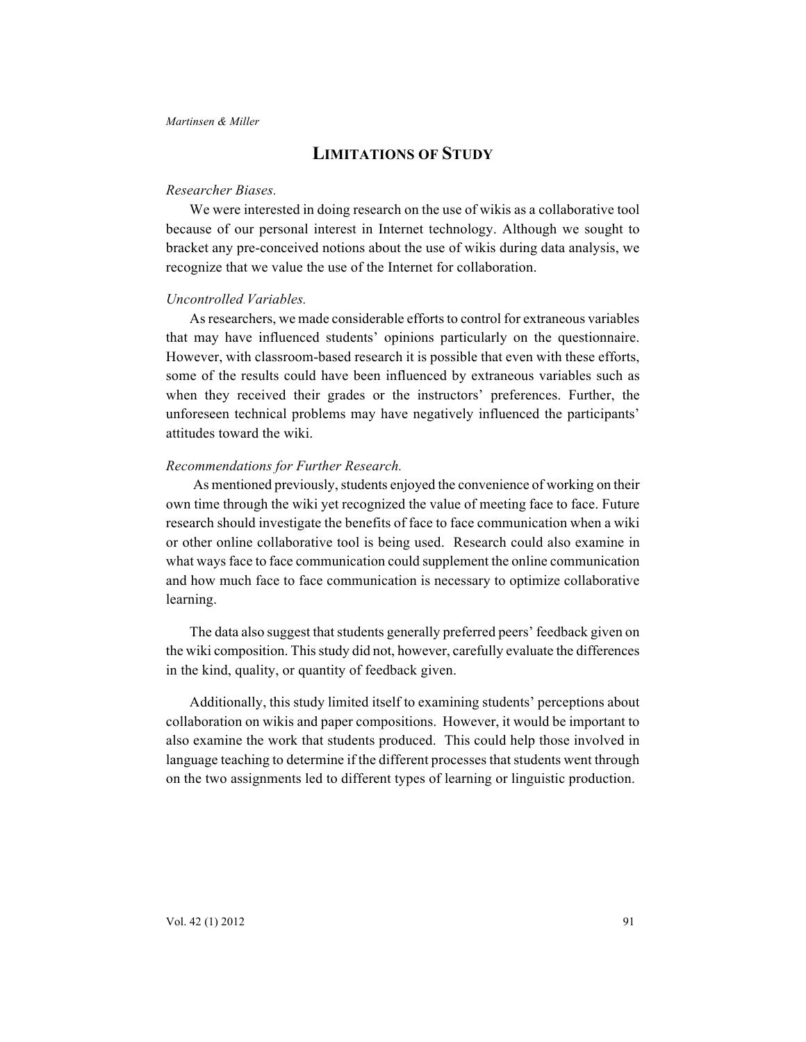## LIMITATIONS OF STUDY

*Researcher Biases.*

We were interested in doing research on the use of wikis as a collaborative tool because of our personal interest in Internet technology. Although we sought to bracket any pre-conceived notions about the use of wikis during data analysis, we recognize that we value the use of the Internet for collaboration.

*Uncontrolled Variables.*

As researchers, we made considerable efforts to control for extraneous variables that may have influenced students' opinions particularly on the questionnaire. However, with classroom-based research it is possible that even with these efforts, some of the results could have been influenced by extraneous variables such as when they received their grades or the instructors' preferences. Further, the unforeseen technical problems may have negatively influenced the participants' attitudes toward the wiki.

*Recommendations for Further Research.*

As mentioned previously, students enjoyed the convenience of working on their own time through the wiki yet recognized the value of meeting face to face. Future research should investigate the benefits of face to face communication when a wiki or other online collaborative tool is being used. Research could also examine in what ways face to face communication could supplement the online communication and how much face to face communication is necessary to optimize collaborative learning.

The data also suggest that students generally preferred peers' feedback given on the wiki composition. This study did not, however, carefully evaluate the differences in the kind, quality, or quantity of feedback given.

Additionally, this study limited itself to examining students' perceptions about collaboration on wikis and paper compositions. However, it would be important to also examine the work that students produced. This could help those involved in language teaching to determine if the different processes that students went through on the two assignments led to different types of learning or linguistic production.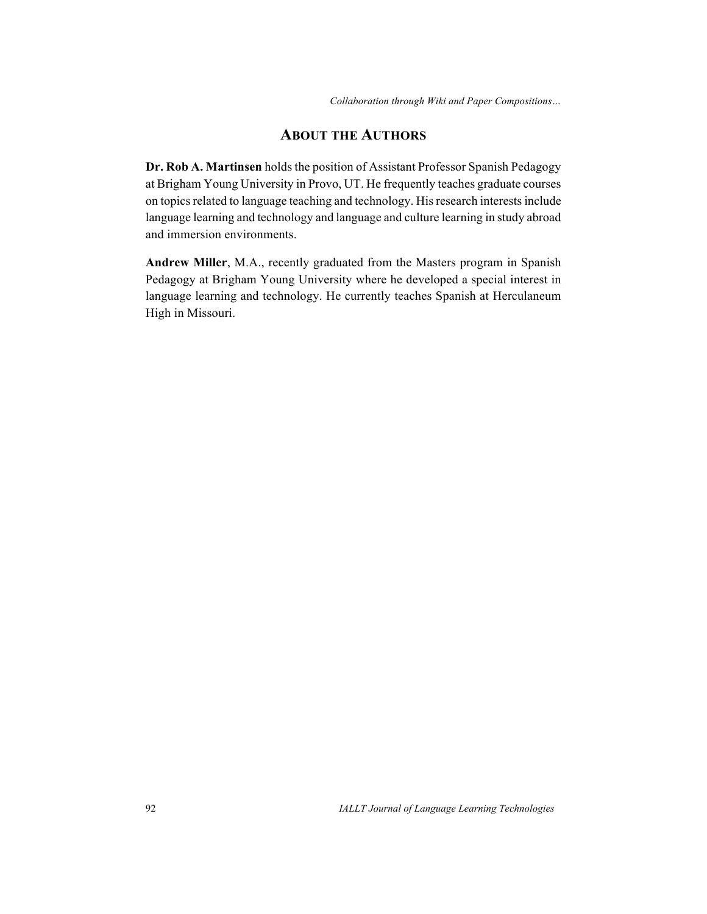## About the Authors

**Dr. Rob A. Martinsen** holds the position of Assistant Professor Spanish Pedagogy at Brigham Young University in Provo, UT. He frequently teaches graduate courses on topics related to language teaching and technology. His research interests include language learning and technology and language and culture learning in study abroad and immersion environments.

**Andrew Miller**, M.A., recently graduated from the Masters program in Spanish Pedagogy at Brigham Young University where he developed a special interest in language learning and technology. He currently teaches Spanish at Herculaneum High in Missouri.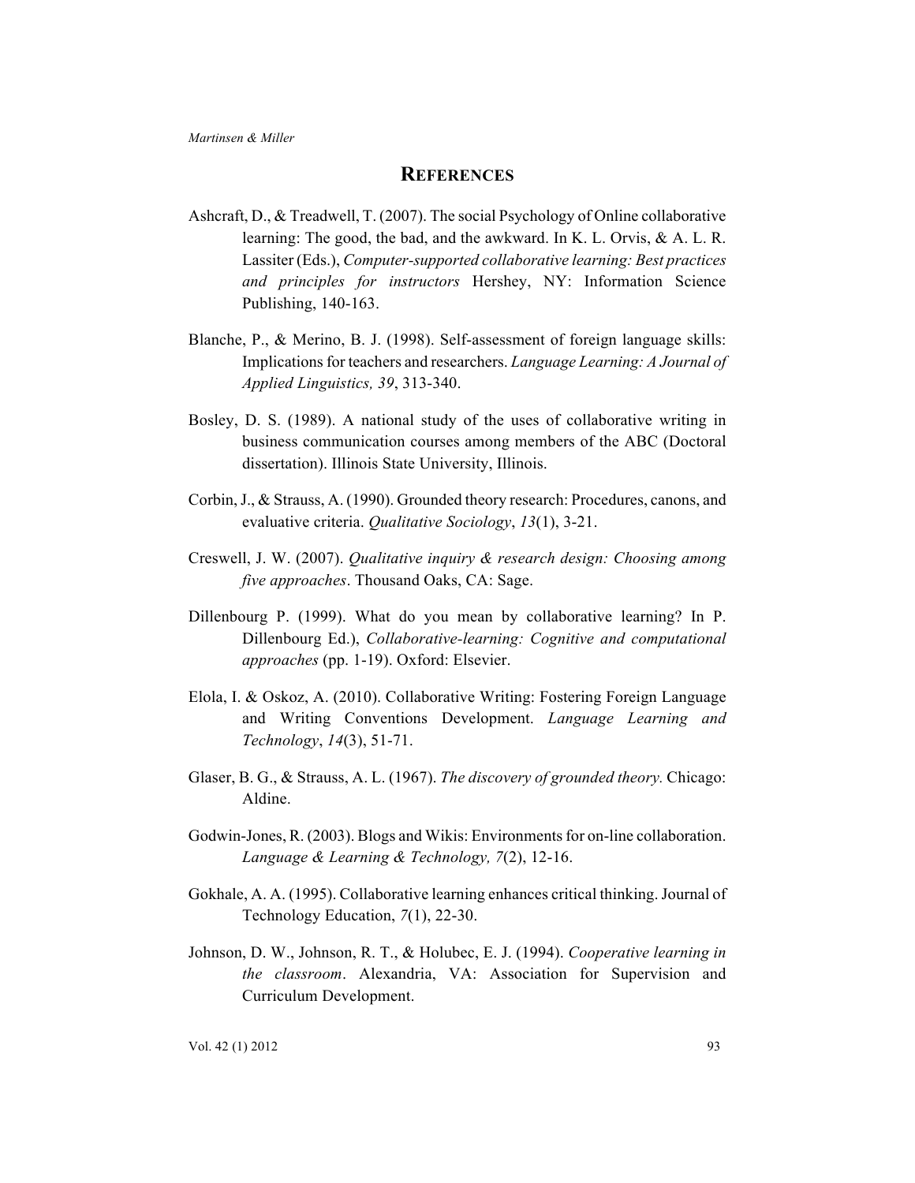## REFERENCES

Ashcraft, D., & Treadwell, T. (2007). The social Psychology of Online collaborative learning: The good, the bad, and the awkward. In K. L. Orvis, & A. L. R. Lassiter (Eds.), *Computer-supported collaborative learning: Best practices and principles for instructors* Hershey, NY: Information Science Publishing, 140-163.

Blanche, P., & Merino, B. J. (1998). Self-assessment of foreign language skills: Implications for teachers and researchers. *Language Learning: A Journal of Applied Linguistics, 39*, 313-340.

Bosley, D. S. (1989). A national study of the uses of collaborative writing in business communication courses among members of the ABC (Doctoral dissertation). Illinois State University, Illinois.

Corbin, J., & Strauss, A. (1990). Grounded theory research: Procedures, canons, and evaluative criteria. *Qualitative Sociology*, *13*(1), 3-21.

Creswell, J. W. (2007). *Qualitative inquiry & research design: Choosing among five approaches*. Thousand Oaks, CA: Sage.

Dillenbourg P. (1999). What do you mean by collaborative learning? In P. Dillenbourg Ed.), *Collaborative-learning: Cognitive and computational approaches* (pp. 1-19). Oxford: Elsevier.

Elola, I. & Oskoz, A. (2010). Collaborative Writing: Fostering Foreign Language and Writing Conventions Development. *Language Learning and Technology*, *14*(3), 51-71.

Glaser, B. G., & Strauss, A. L. (1967). *The discovery of grounded theory.* Chicago: Aldine.

Godwin-Jones, R. (2003). Blogs and Wikis: Environments for on-line collaboration. *Language & Learning & Technology, 7*(2), 12-16.

Gokhale, A. A. (1995). Collaborative learning enhances critical thinking. Journal of Technology Education, *7*(1), 22-30.

Johnson, D. W., Johnson, R. T., & Holubec, E. J. (1994). *Cooperative learning in the classroom*. Alexandria, VA: Association for Supervision and Curriculum Development.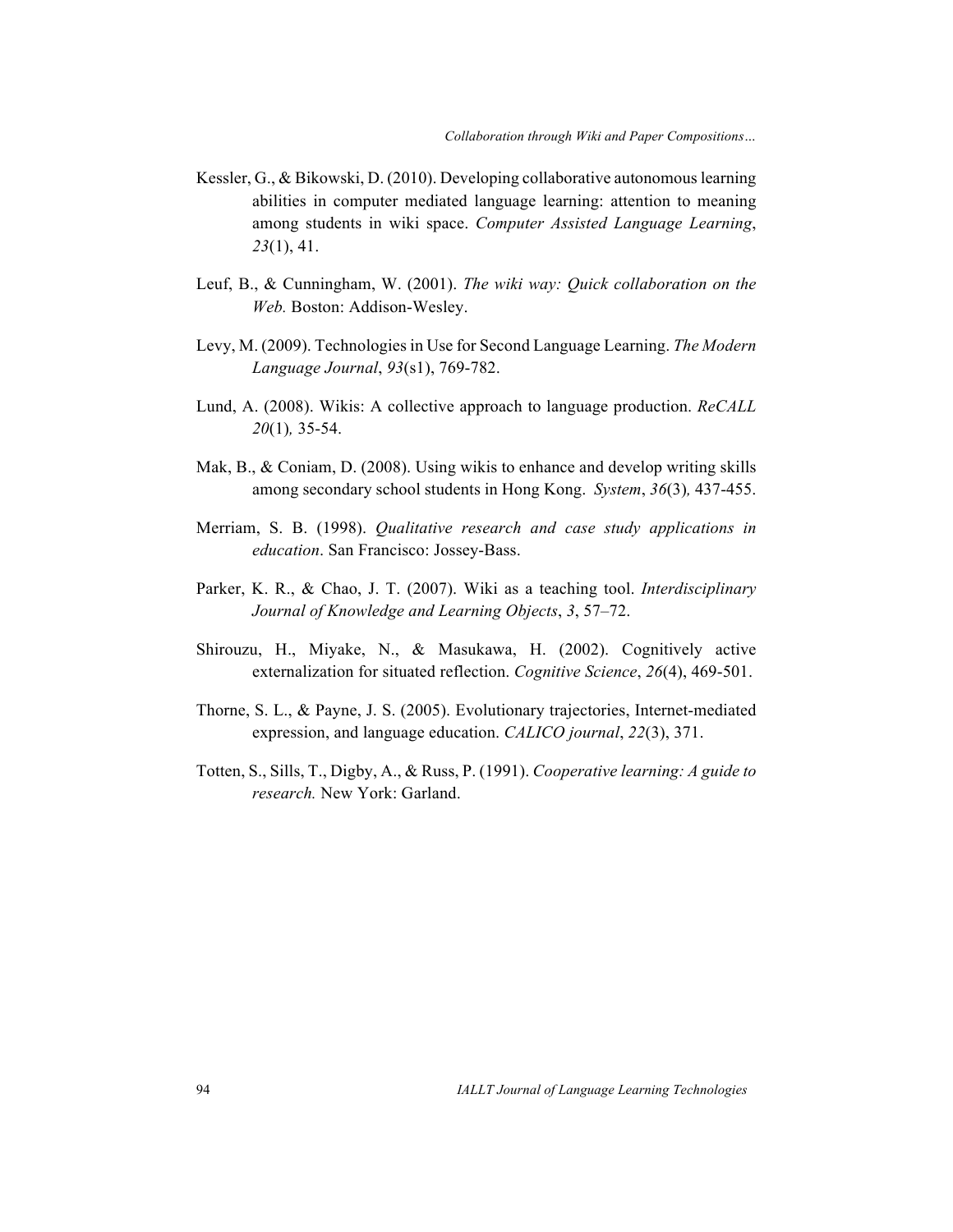Kessler, G., & Bikowski, D. (2010). Developing collaborative autonomous learning abilities in computer mediated language learning: attention to meaning among students in wiki space. *Computer Assisted Language Learning*, *23*(1), 41.

Leuf, B., & Cunningham, W. (2001). *The wiki way: Quick collaboration on the Web.* Boston: Addison-Wesley.

Levy, M. (2009). Technologies in Use for Second Language Learning. *The Modern Language Journal*, *93*(s1), 769-782.

Lund, A. (2008). Wikis: A collective approach to language production. *ReCALL 20*(1)*,* 35-54.

Mak, B., & Coniam, D. (2008). Using wikis to enhance and develop writing skills among secondary school students in Hong Kong. *System*, *36*(3)*,* 437-455.

Merriam, S. B. (1998). *Qualitative research and case study applications in education*. San Francisco: Jossey-Bass.

Parker, K. R., & Chao, J. T. (2007). Wiki as a teaching tool. *Interdisciplinary Journal of Knowledge and Learning Objects*, *3*, 57–72.

Shirouzu, H., Miyake, N., & Masukawa, H. (2002). Cognitively active externalization for situated reflection. *Cognitive Science*, *26*(4), 469-501.

Thorne, S. L., & Payne, J. S. (2005). Evolutionary trajectories, Internet-mediated expression, and language education. *CALICO journal*, *22*(3), 371.

Totten, S., Sills, T., Digby, A., & Russ, P. (1991). *Cooperative learning: A guide to research.* New York: Garland.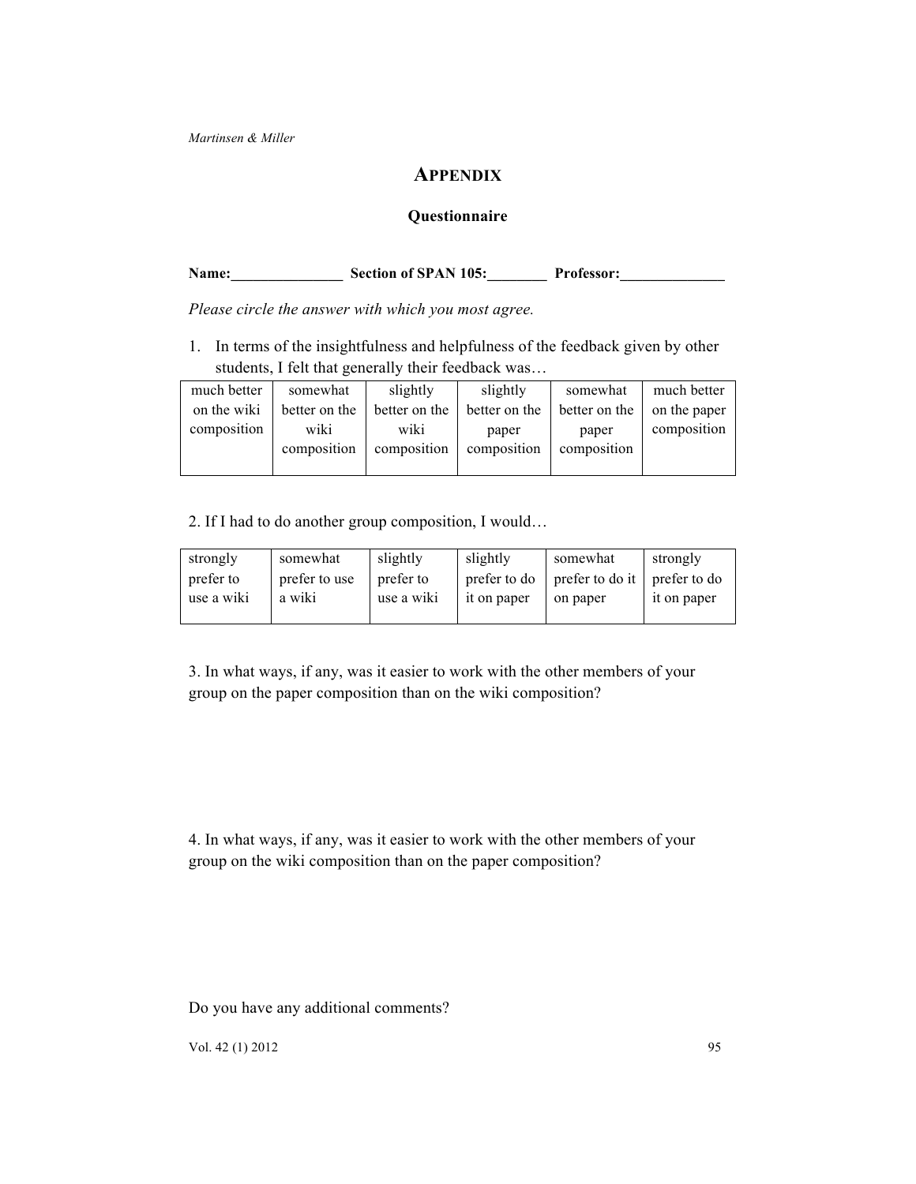# APPENDIX

## Questionnaire

**Name:_______________ Section of SPAN 105:________ Professor:______________**

*Please circle the answer with which you most agree.*

1. In terms of the insightfulness and helpfulness of the feedback given by other students, I felt that generally their feedback was…

| | | | | | |
|---|---|---|---|---|---|
| much better on the wiki composition | somewhat better on the wiki composition | slightly better on the wiki composition | slightly better on the paper composition | somewhat better on the paper composition | much better on the paper composition |

2. If I had to do another group composition, I would…

| | | | | | |
|---|---|---|---|---|---|
| strongly prefer to use a wiki | somewhat prefer to use a wiki | slightly prefer to use a wiki | slightly prefer to do it on paper | somewhat prefer to do it on paper | strongly prefer to do it on paper |

3. In what ways, if any, was it easier to work with the other members of your group on the paper composition than on the wiki composition?

4. In what ways, if any, was it easier to work with the other members of your group on the wiki composition than on the paper composition?

Do you have any additional comments?